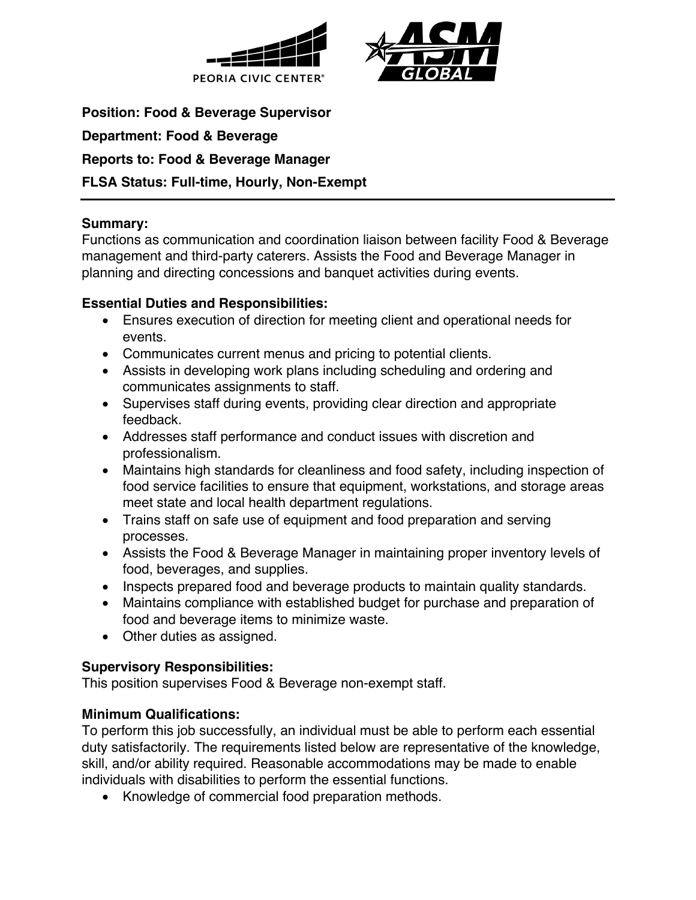**Position: Food & Beverage Supervisor**

**Department: Food & Beverage**

**Reports to: Food & Beverage Manager**

**FLSA Status: Full-time, Hourly, Non-Exempt**

---

**Summary:**

Functions as communication and coordination liaison between facility Food & Beverage management and third-party caterers. Assists the Food and Beverage Manager in planning and directing concessions and banquet activities during events.

**Essential Duties and Responsibilities:**

- Ensures execution of direction for meeting client and operational needs for events.
- Communicates current menus and pricing to potential clients.
- Assists in developing work plans including scheduling and ordering and communicates assignments to staff.
- Supervises staff during events, providing clear direction and appropriate feedback.
- Addresses staff performance and conduct issues with discretion and professionalism.
- Maintains high standards for cleanliness and food safety, including inspection of food service facilities to ensure that equipment, workstations, and storage areas meet state and local health department regulations.
- Trains staff on safe use of equipment and food preparation and serving processes.
- Assists the Food & Beverage Manager in maintaining proper inventory levels of food, beverages, and supplies.
- Inspects prepared food and beverage products to maintain quality standards.
- Maintains compliance with established budget for purchase and preparation of food and beverage items to minimize waste.
- Other duties as assigned.

**Supervisory Responsibilities:**

This position supervises Food & Beverage non-exempt staff.

**Minimum Qualifications:**

To perform this job successfully, an individual must be able to perform each essential duty satisfactorily. The requirements listed below are representative of the knowledge, skill, and/or ability required. Reasonable accommodations may be made to enable individuals with disabilities to perform the essential functions.

- Knowledge of commercial food preparation methods.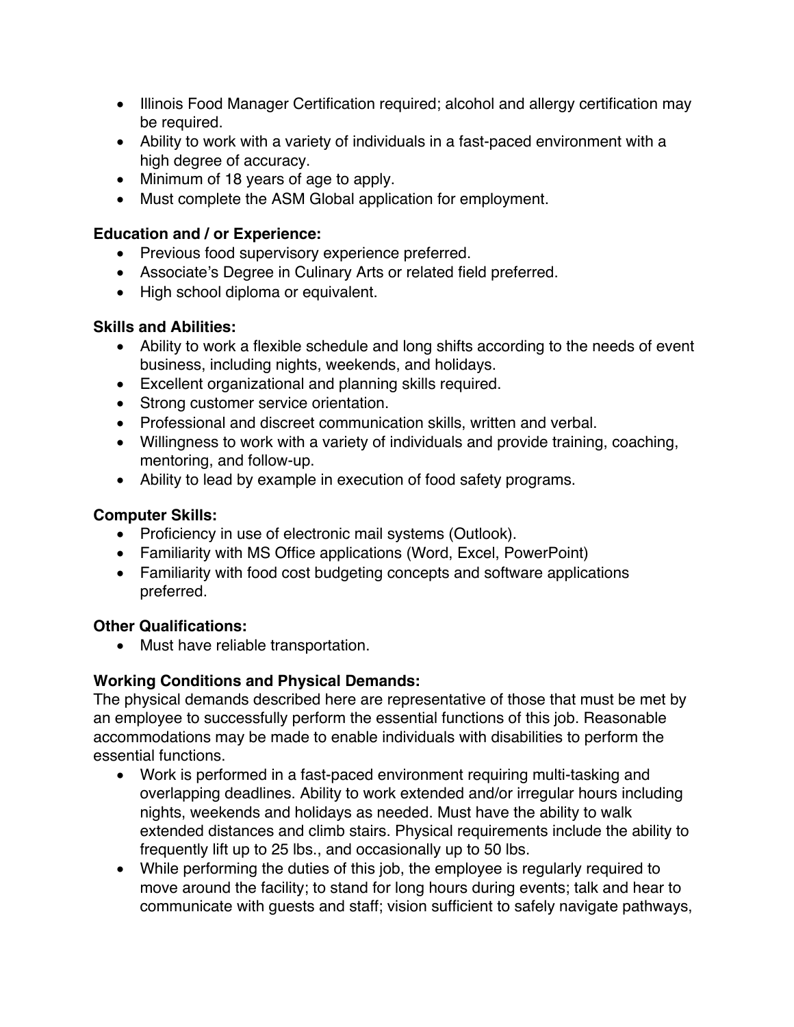- Illinois Food Manager Certification required; alcohol and allergy certification may be required.
- Ability to work with a variety of individuals in a fast-paced environment with a high degree of accuracy.
- Minimum of 18 years of age to apply.
- Must complete the ASM Global application for employment.

**Education and / or Experience:**

- Previous food supervisory experience preferred.
- Associate's Degree in Culinary Arts or related field preferred.
- High school diploma or equivalent.

**Skills and Abilities:**

- Ability to work a flexible schedule and long shifts according to the needs of event business, including nights, weekends, and holidays.
- Excellent organizational and planning skills required.
- Strong customer service orientation.
- Professional and discreet communication skills, written and verbal.
- Willingness to work with a variety of individuals and provide training, coaching, mentoring, and follow-up.
- Ability to lead by example in execution of food safety programs.

**Computer Skills:**

- Proficiency in use of electronic mail systems (Outlook).
- Familiarity with MS Office applications (Word, Excel, PowerPoint)
- Familiarity with food cost budgeting concepts and software applications preferred.

**Other Qualifications:**

- Must have reliable transportation.

**Working Conditions and Physical Demands:**

The physical demands described here are representative of those that must be met by an employee to successfully perform the essential functions of this job. Reasonable accommodations may be made to enable individuals with disabilities to perform the essential functions.

- Work is performed in a fast-paced environment requiring multi-tasking and overlapping deadlines. Ability to work extended and/or irregular hours including nights, weekends and holidays as needed. Must have the ability to walk extended distances and climb stairs. Physical requirements include the ability to frequently lift up to 25 lbs., and occasionally up to 50 lbs.
- While performing the duties of this job, the employee is regularly required to move around the facility; to stand for long hours during events; talk and hear to communicate with guests and staff; vision sufficient to safely navigate pathways,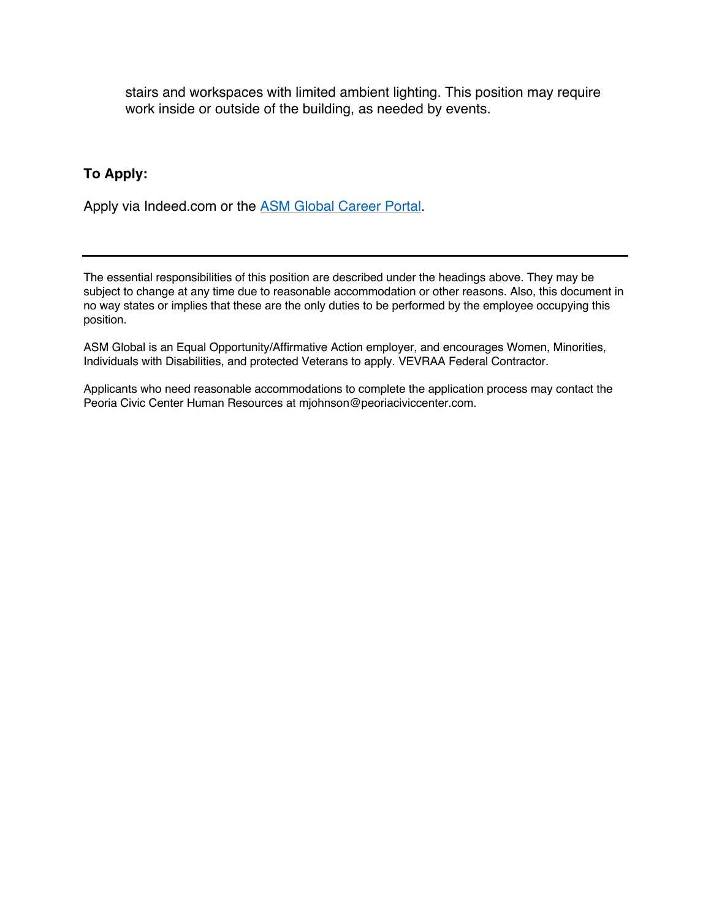stairs and workspaces with limited ambient lighting. This position may require work inside or outside of the building, as needed by events.

**To Apply:**

Apply via Indeed.com or the ASM Global Career Portal.

---

The essential responsibilities of this position are described under the headings above. They may be subject to change at any time due to reasonable accommodation or other reasons. Also, this document in no way states or implies that these are the only duties to be performed by the employee occupying this position.

ASM Global is an Equal Opportunity/Affirmative Action employer, and encourages Women, Minorities, Individuals with Disabilities, and protected Veterans to apply. VEVRAA Federal Contractor.

Applicants who need reasonable accommodations to complete the application process may contact the Peoria Civic Center Human Resources at mjohnson@peoriaciviccenter.com.